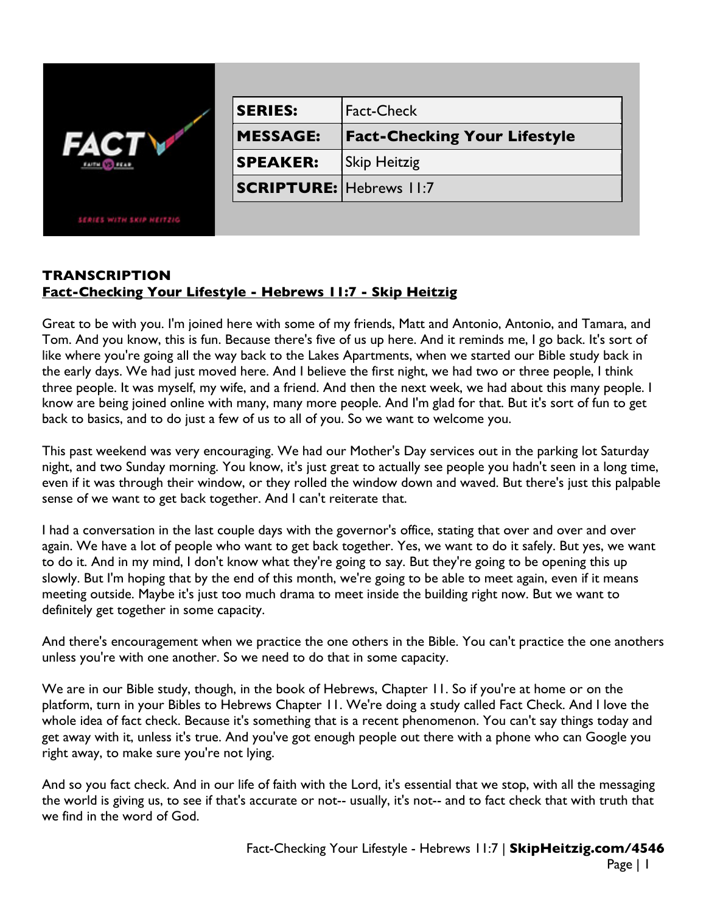| | |
|---|---|
| **SERIES:** | Fact-Check |
| **MESSAGE:** | **Fact-Checking Your Lifestyle** |
| **SPEAKER:** | Skip Heitzig |
| **SCRIPTURE:** | Hebrews 11:7 |

**TRANSCRIPTION**

**Fact-Checking Your Lifestyle - Hebrews 11:7 - Skip Heitzig**

Great to be with you. I'm joined here with some of my friends, Matt and Antonio, Antonio, and Tamara, and Tom. And you know, this is fun. Because there's five of us up here. And it reminds me, I go back. It's sort of like where you're going all the way back to the Lakes Apartments, when we started our Bible study back in the early days. We had just moved here. And I believe the first night, we had two or three people, I think three people. It was myself, my wife, and a friend. And then the next week, we had about this many people. I know are being joined online with many, many more people. And I'm glad for that. But it's sort of fun to get back to basics, and to do just a few of us to all of you. So we want to welcome you.

This past weekend was very encouraging. We had our Mother's Day services out in the parking lot Saturday night, and two Sunday morning. You know, it's just great to actually see people you hadn't seen in a long time, even if it was through their window, or they rolled the window down and waved. But there's just this palpable sense of we want to get back together. And I can't reiterate that.

I had a conversation in the last couple days with the governor's office, stating that over and over and over again. We have a lot of people who want to get back together. Yes, we want to do it safely. But yes, we want to do it. And in my mind, I don't know what they're going to say. But they're going to be opening this up slowly. But I'm hoping that by the end of this month, we're going to be able to meet again, even if it means meeting outside. Maybe it's just too much drama to meet inside the building right now. But we want to definitely get together in some capacity.

And there's encouragement when we practice the one others in the Bible. You can't practice the one anothers unless you're with one another. So we need to do that in some capacity.

We are in our Bible study, though, in the book of Hebrews, Chapter 11. So if you're at home or on the platform, turn in your Bibles to Hebrews Chapter 11. We're doing a study called Fact Check. And I love the whole idea of fact check. Because it's something that is a recent phenomenon. You can't say things today and get away with it, unless it's true. And you've got enough people out there with a phone who can Google you right away, to make sure you're not lying.

And so you fact check. And in our life of faith with the Lord, it's essential that we stop, with all the messaging the world is giving us, to see if that's accurate or not-- usually, it's not-- and to fact check that with truth that we find in the word of God.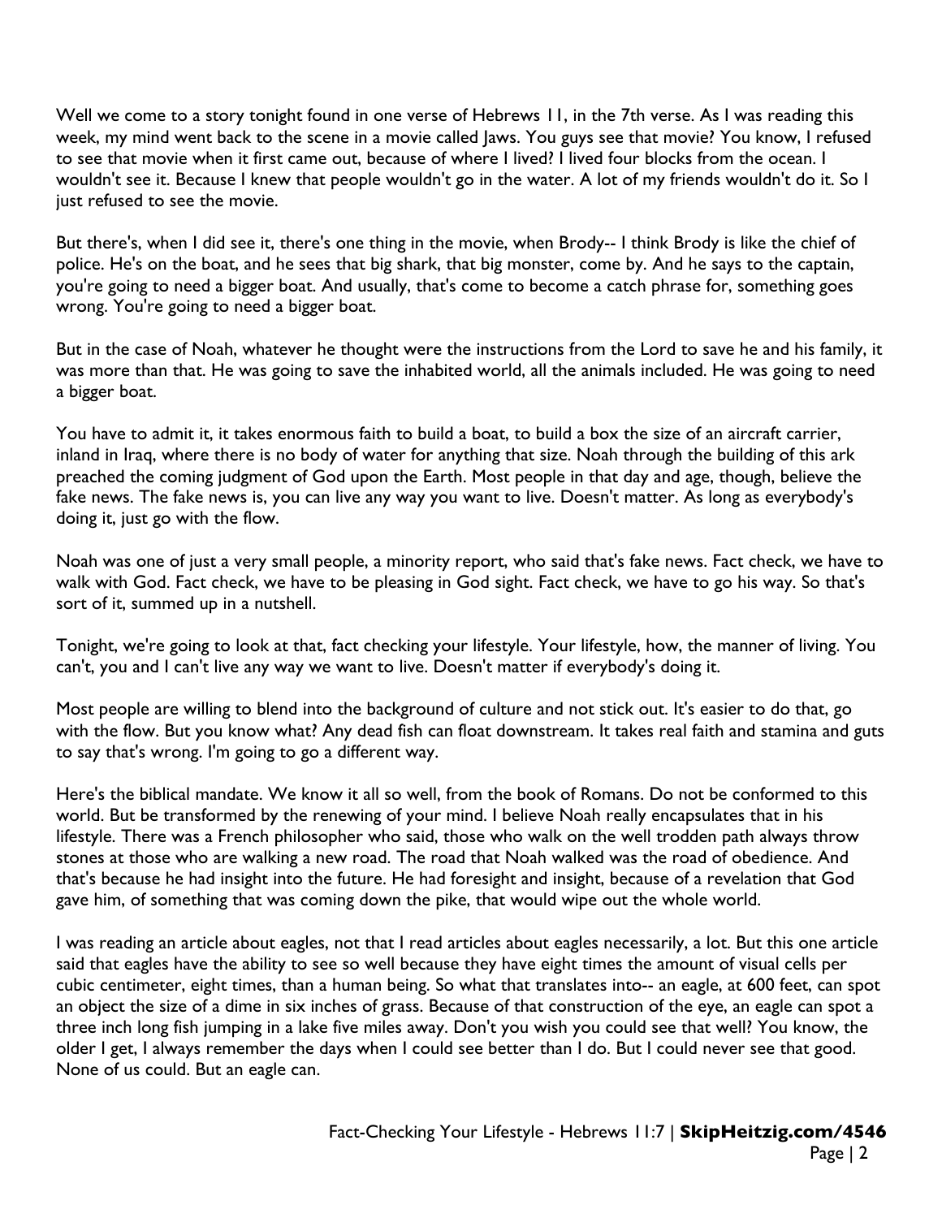Well we come to a story tonight found in one verse of Hebrews 11, in the 7th verse. As I was reading this week, my mind went back to the scene in a movie called Jaws. You guys see that movie? You know, I refused to see that movie when it first came out, because of where I lived? I lived four blocks from the ocean. I wouldn't see it. Because I knew that people wouldn't go in the water. A lot of my friends wouldn't do it. So I just refused to see the movie.

But there's, when I did see it, there's one thing in the movie, when Brody-- I think Brody is like the chief of police. He's on the boat, and he sees that big shark, that big monster, come by. And he says to the captain, you're going to need a bigger boat. And usually, that's come to become a catch phrase for, something goes wrong. You're going to need a bigger boat.

But in the case of Noah, whatever he thought were the instructions from the Lord to save he and his family, it was more than that. He was going to save the inhabited world, all the animals included. He was going to need a bigger boat.

You have to admit it, it takes enormous faith to build a boat, to build a box the size of an aircraft carrier, inland in Iraq, where there is no body of water for anything that size. Noah through the building of this ark preached the coming judgment of God upon the Earth. Most people in that day and age, though, believe the fake news. The fake news is, you can live any way you want to live. Doesn't matter. As long as everybody's doing it, just go with the flow.

Noah was one of just a very small people, a minority report, who said that's fake news. Fact check, we have to walk with God. Fact check, we have to be pleasing in God sight. Fact check, we have to go his way. So that's sort of it, summed up in a nutshell.

Tonight, we're going to look at that, fact checking your lifestyle. Your lifestyle, how, the manner of living. You can't, you and I can't live any way we want to live. Doesn't matter if everybody's doing it.

Most people are willing to blend into the background of culture and not stick out. It's easier to do that, go with the flow. But you know what? Any dead fish can float downstream. It takes real faith and stamina and guts to say that's wrong. I'm going to go a different way.

Here's the biblical mandate. We know it all so well, from the book of Romans. Do not be conformed to this world. But be transformed by the renewing of your mind. I believe Noah really encapsulates that in his lifestyle. There was a French philosopher who said, those who walk on the well trodden path always throw stones at those who are walking a new road. The road that Noah walked was the road of obedience. And that's because he had insight into the future. He had foresight and insight, because of a revelation that God gave him, of something that was coming down the pike, that would wipe out the whole world.

I was reading an article about eagles, not that I read articles about eagles necessarily, a lot. But this one article said that eagles have the ability to see so well because they have eight times the amount of visual cells per cubic centimeter, eight times, than a human being. So what that translates into-- an eagle, at 600 feet, can spot an object the size of a dime in six inches of grass. Because of that construction of the eye, an eagle can spot a three inch long fish jumping in a lake five miles away. Don't you wish you could see that well? You know, the older I get, I always remember the days when I could see better than I do. But I could never see that good. None of us could. But an eagle can.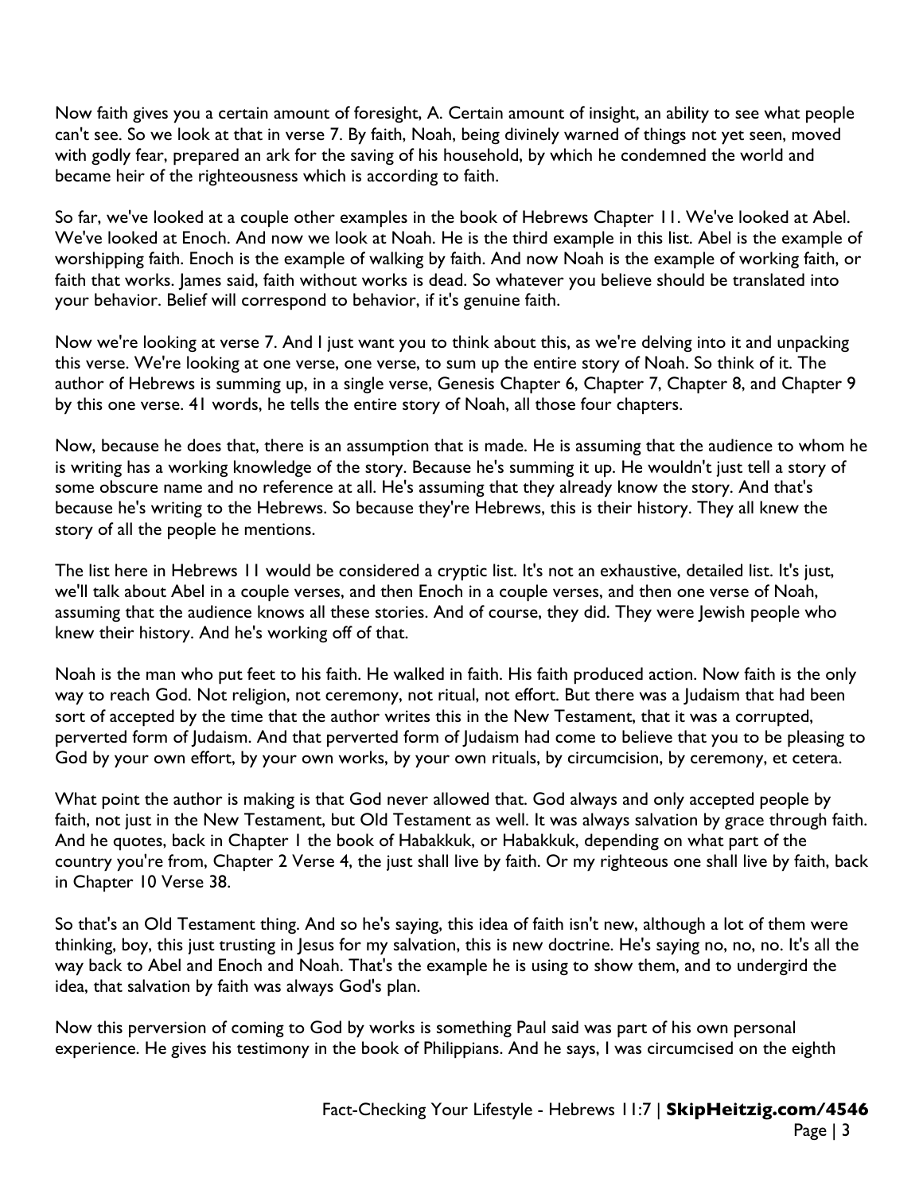Now faith gives you a certain amount of foresight, A. Certain amount of insight, an ability to see what people can't see. So we look at that in verse 7. By faith, Noah, being divinely warned of things not yet seen, moved with godly fear, prepared an ark for the saving of his household, by which he condemned the world and became heir of the righteousness which is according to faith.

So far, we've looked at a couple other examples in the book of Hebrews Chapter 11. We've looked at Abel. We've looked at Enoch. And now we look at Noah. He is the third example in this list. Abel is the example of worshipping faith. Enoch is the example of walking by faith. And now Noah is the example of working faith, or faith that works. James said, faith without works is dead. So whatever you believe should be translated into your behavior. Belief will correspond to behavior, if it's genuine faith.

Now we're looking at verse 7. And I just want you to think about this, as we're delving into it and unpacking this verse. We're looking at one verse, one verse, to sum up the entire story of Noah. So think of it. The author of Hebrews is summing up, in a single verse, Genesis Chapter 6, Chapter 7, Chapter 8, and Chapter 9 by this one verse. 41 words, he tells the entire story of Noah, all those four chapters.

Now, because he does that, there is an assumption that is made. He is assuming that the audience to whom he is writing has a working knowledge of the story. Because he's summing it up. He wouldn't just tell a story of some obscure name and no reference at all. He's assuming that they already know the story. And that's because he's writing to the Hebrews. So because they're Hebrews, this is their history. They all knew the story of all the people he mentions.

The list here in Hebrews 11 would be considered a cryptic list. It's not an exhaustive, detailed list. It's just, we'll talk about Abel in a couple verses, and then Enoch in a couple verses, and then one verse of Noah, assuming that the audience knows all these stories. And of course, they did. They were Jewish people who knew their history. And he's working off of that.

Noah is the man who put feet to his faith. He walked in faith. His faith produced action. Now faith is the only way to reach God. Not religion, not ceremony, not ritual, not effort. But there was a Judaism that had been sort of accepted by the time that the author writes this in the New Testament, that it was a corrupted, perverted form of Judaism. And that perverted form of Judaism had come to believe that you to be pleasing to God by your own effort, by your own works, by your own rituals, by circumcision, by ceremony, et cetera.

What point the author is making is that God never allowed that. God always and only accepted people by faith, not just in the New Testament, but Old Testament as well. It was always salvation by grace through faith. And he quotes, back in Chapter 1 the book of Habakkuk, or Habakkuk, depending on what part of the country you're from, Chapter 2 Verse 4, the just shall live by faith. Or my righteous one shall live by faith, back in Chapter 10 Verse 38.

So that's an Old Testament thing. And so he's saying, this idea of faith isn't new, although a lot of them were thinking, boy, this just trusting in Jesus for my salvation, this is new doctrine. He's saying no, no, no. It's all the way back to Abel and Enoch and Noah. That's the example he is using to show them, and to undergird the idea, that salvation by faith was always God's plan.

Now this perversion of coming to God by works is something Paul said was part of his own personal experience. He gives his testimony in the book of Philippians. And he says, I was circumcised on the eighth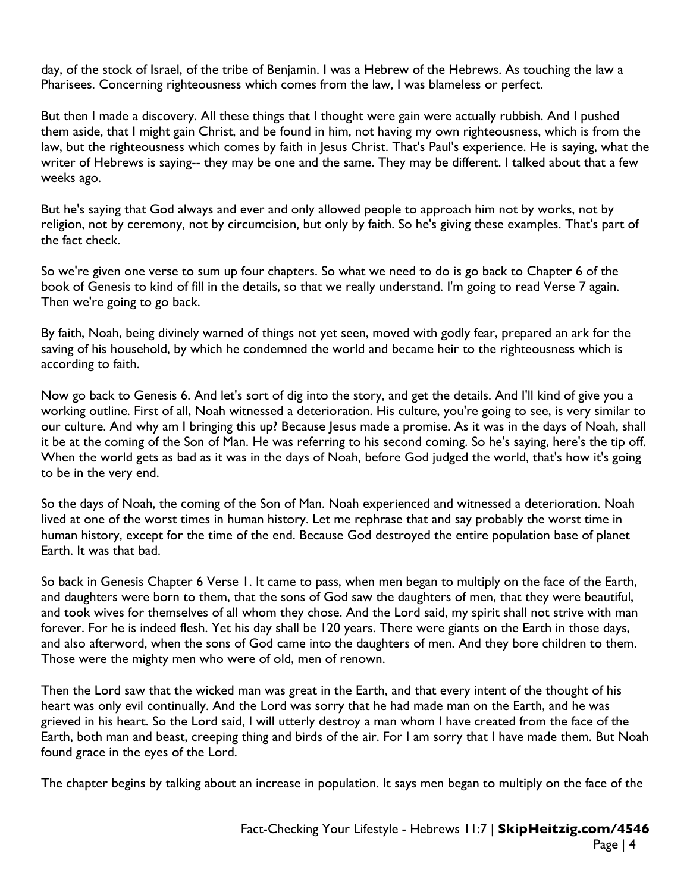day, of the stock of Israel, of the tribe of Benjamin. I was a Hebrew of the Hebrews. As touching the law a Pharisees. Concerning righteousness which comes from the law, I was blameless or perfect.

But then I made a discovery. All these things that I thought were gain were actually rubbish. And I pushed them aside, that I might gain Christ, and be found in him, not having my own righteousness, which is from the law, but the righteousness which comes by faith in Jesus Christ. That's Paul's experience. He is saying, what the writer of Hebrews is saying-- they may be one and the same. They may be different. I talked about that a few weeks ago.

But he's saying that God always and ever and only allowed people to approach him not by works, not by religion, not by ceremony, not by circumcision, but only by faith. So he's giving these examples. That's part of the fact check.

So we're given one verse to sum up four chapters. So what we need to do is go back to Chapter 6 of the book of Genesis to kind of fill in the details, so that we really understand. I'm going to read Verse 7 again. Then we're going to go back.

By faith, Noah, being divinely warned of things not yet seen, moved with godly fear, prepared an ark for the saving of his household, by which he condemned the world and became heir to the righteousness which is according to faith.

Now go back to Genesis 6. And let's sort of dig into the story, and get the details. And I'll kind of give you a working outline. First of all, Noah witnessed a deterioration. His culture, you're going to see, is very similar to our culture. And why am I bringing this up? Because Jesus made a promise. As it was in the days of Noah, shall it be at the coming of the Son of Man. He was referring to his second coming. So he's saying, here's the tip off. When the world gets as bad as it was in the days of Noah, before God judged the world, that's how it's going to be in the very end.

So the days of Noah, the coming of the Son of Man. Noah experienced and witnessed a deterioration. Noah lived at one of the worst times in human history. Let me rephrase that and say probably the worst time in human history, except for the time of the end. Because God destroyed the entire population base of planet Earth. It was that bad.

So back in Genesis Chapter 6 Verse 1. It came to pass, when men began to multiply on the face of the Earth, and daughters were born to them, that the sons of God saw the daughters of men, that they were beautiful, and took wives for themselves of all whom they chose. And the Lord said, my spirit shall not strive with man forever. For he is indeed flesh. Yet his day shall be 120 years. There were giants on the Earth in those days, and also afterword, when the sons of God came into the daughters of men. And they bore children to them. Those were the mighty men who were of old, men of renown.

Then the Lord saw that the wicked man was great in the Earth, and that every intent of the thought of his heart was only evil continually. And the Lord was sorry that he had made man on the Earth, and he was grieved in his heart. So the Lord said, I will utterly destroy a man whom I have created from the face of the Earth, both man and beast, creeping thing and birds of the air. For I am sorry that I have made them. But Noah found grace in the eyes of the Lord.

The chapter begins by talking about an increase in population. It says men began to multiply on the face of the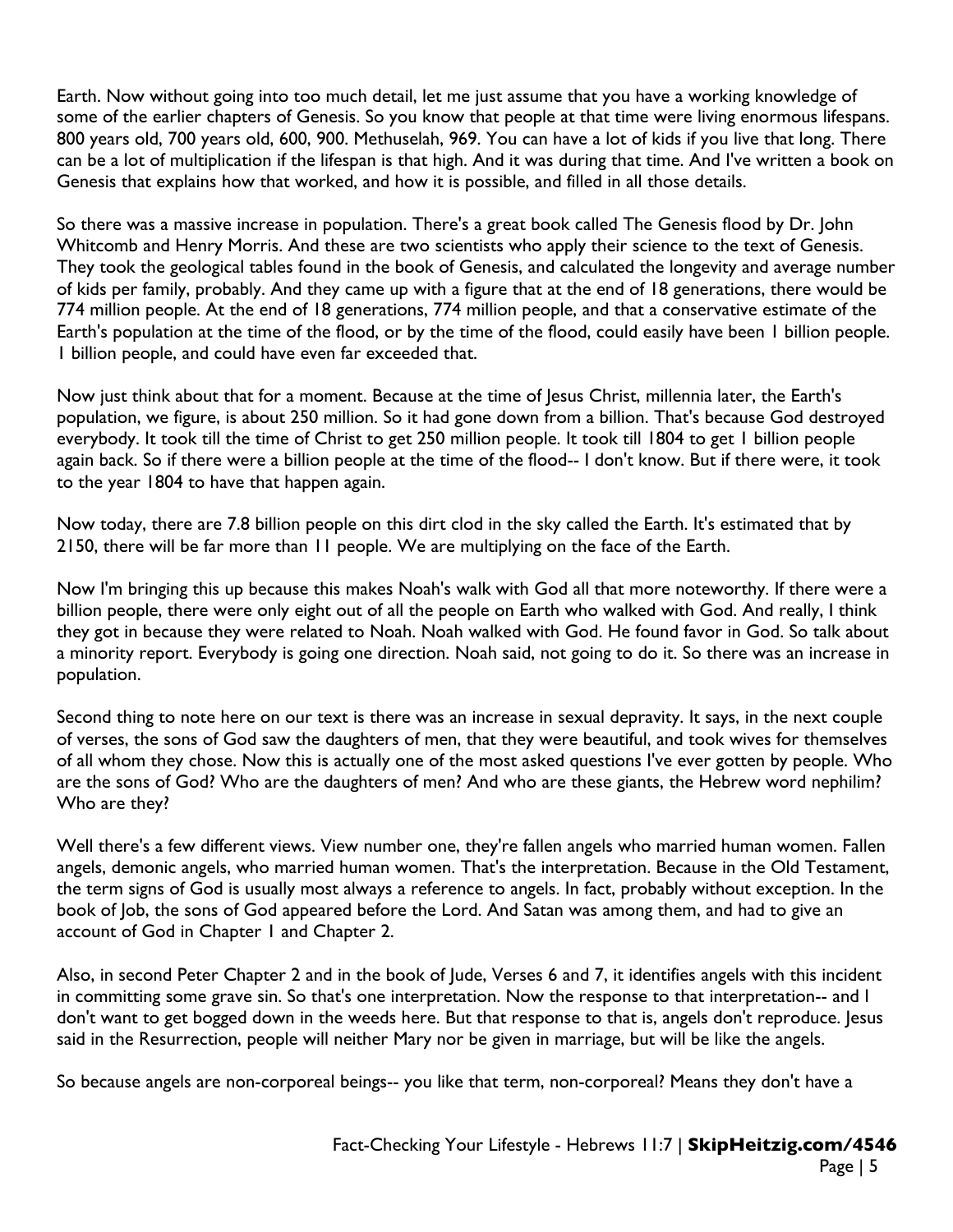Earth. Now without going into too much detail, let me just assume that you have a working knowledge of some of the earlier chapters of Genesis. So you know that people at that time were living enormous lifespans. 800 years old, 700 years old, 600, 900. Methuselah, 969. You can have a lot of kids if you live that long. There can be a lot of multiplication if the lifespan is that high. And it was during that time. And I've written a book on Genesis that explains how that worked, and how it is possible, and filled in all those details.

So there was a massive increase in population. There's a great book called The Genesis flood by Dr. John Whitcomb and Henry Morris. And these are two scientists who apply their science to the text of Genesis. They took the geological tables found in the book of Genesis, and calculated the longevity and average number of kids per family, probably. And they came up with a figure that at the end of 18 generations, there would be 774 million people. At the end of 18 generations, 774 million people, and that a conservative estimate of the Earth's population at the time of the flood, or by the time of the flood, could easily have been 1 billion people. 1 billion people, and could have even far exceeded that.

Now just think about that for a moment. Because at the time of Jesus Christ, millennia later, the Earth's population, we figure, is about 250 million. So it had gone down from a billion. That's because God destroyed everybody. It took till the time of Christ to get 250 million people. It took till 1804 to get 1 billion people again back. So if there were a billion people at the time of the flood-- I don't know. But if there were, it took to the year 1804 to have that happen again.

Now today, there are 7.8 billion people on this dirt clod in the sky called the Earth. It's estimated that by 2150, there will be far more than 11 people. We are multiplying on the face of the Earth.

Now I'm bringing this up because this makes Noah's walk with God all that more noteworthy. If there were a billion people, there were only eight out of all the people on Earth who walked with God. And really, I think they got in because they were related to Noah. Noah walked with God. He found favor in God. So talk about a minority report. Everybody is going one direction. Noah said, not going to do it. So there was an increase in population.

Second thing to note here on our text is there was an increase in sexual depravity. It says, in the next couple of verses, the sons of God saw the daughters of men, that they were beautiful, and took wives for themselves of all whom they chose. Now this is actually one of the most asked questions I've ever gotten by people. Who are the sons of God? Who are the daughters of men? And who are these giants, the Hebrew word nephilim? Who are they?

Well there's a few different views. View number one, they're fallen angels who married human women. Fallen angels, demonic angels, who married human women. That's the interpretation. Because in the Old Testament, the term signs of God is usually most always a reference to angels. In fact, probably without exception. In the book of Job, the sons of God appeared before the Lord. And Satan was among them, and had to give an account of God in Chapter 1 and Chapter 2.

Also, in second Peter Chapter 2 and in the book of Jude, Verses 6 and 7, it identifies angels with this incident in committing some grave sin. So that's one interpretation. Now the response to that interpretation-- and I don't want to get bogged down in the weeds here. But that response to that is, angels don't reproduce. Jesus said in the Resurrection, people will neither Mary nor be given in marriage, but will be like the angels.

So because angels are non-corporeal beings-- you like that term, non-corporeal? Means they don't have a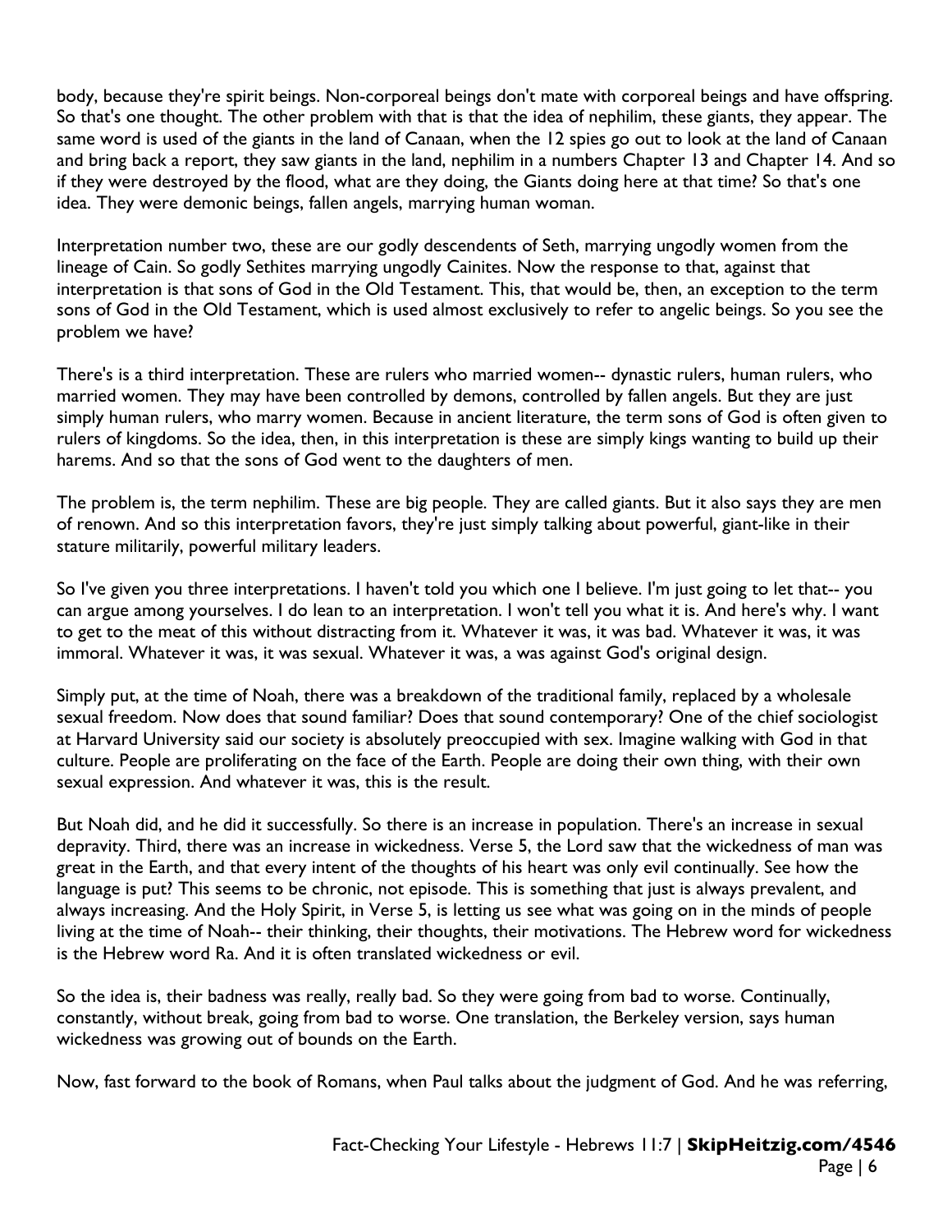body, because they're spirit beings. Non-corporeal beings don't mate with corporeal beings and have offspring. So that's one thought. The other problem with that is that the idea of nephilim, these giants, they appear. The same word is used of the giants in the land of Canaan, when the 12 spies go out to look at the land of Canaan and bring back a report, they saw giants in the land, nephilim in a numbers Chapter 13 and Chapter 14. And so if they were destroyed by the flood, what are they doing, the Giants doing here at that time? So that's one idea. They were demonic beings, fallen angels, marrying human woman.

Interpretation number two, these are our godly descendents of Seth, marrying ungodly women from the lineage of Cain. So godly Sethites marrying ungodly Cainites. Now the response to that, against that interpretation is that sons of God in the Old Testament. This, that would be, then, an exception to the term sons of God in the Old Testament, which is used almost exclusively to refer to angelic beings. So you see the problem we have?

There's is a third interpretation. These are rulers who married women-- dynastic rulers, human rulers, who married women. They may have been controlled by demons, controlled by fallen angels. But they are just simply human rulers, who marry women. Because in ancient literature, the term sons of God is often given to rulers of kingdoms. So the idea, then, in this interpretation is these are simply kings wanting to build up their harems. And so that the sons of God went to the daughters of men.

The problem is, the term nephilim. These are big people. They are called giants. But it also says they are men of renown. And so this interpretation favors, they're just simply talking about powerful, giant-like in their stature militarily, powerful military leaders.

So I've given you three interpretations. I haven't told you which one I believe. I'm just going to let that-- you can argue among yourselves. I do lean to an interpretation. I won't tell you what it is. And here's why. I want to get to the meat of this without distracting from it. Whatever it was, it was bad. Whatever it was, it was immoral. Whatever it was, it was sexual. Whatever it was, a was against God's original design.

Simply put, at the time of Noah, there was a breakdown of the traditional family, replaced by a wholesale sexual freedom. Now does that sound familiar? Does that sound contemporary? One of the chief sociologist at Harvard University said our society is absolutely preoccupied with sex. Imagine walking with God in that culture. People are proliferating on the face of the Earth. People are doing their own thing, with their own sexual expression. And whatever it was, this is the result.

But Noah did, and he did it successfully. So there is an increase in population. There's an increase in sexual depravity. Third, there was an increase in wickedness. Verse 5, the Lord saw that the wickedness of man was great in the Earth, and that every intent of the thoughts of his heart was only evil continually. See how the language is put? This seems to be chronic, not episode. This is something that just is always prevalent, and always increasing. And the Holy Spirit, in Verse 5, is letting us see what was going on in the minds of people living at the time of Noah-- their thinking, their thoughts, their motivations. The Hebrew word for wickedness is the Hebrew word Ra. And it is often translated wickedness or evil.

So the idea is, their badness was really, really bad. So they were going from bad to worse. Continually, constantly, without break, going from bad to worse. One translation, the Berkeley version, says human wickedness was growing out of bounds on the Earth.

Now, fast forward to the book of Romans, when Paul talks about the judgment of God. And he was referring,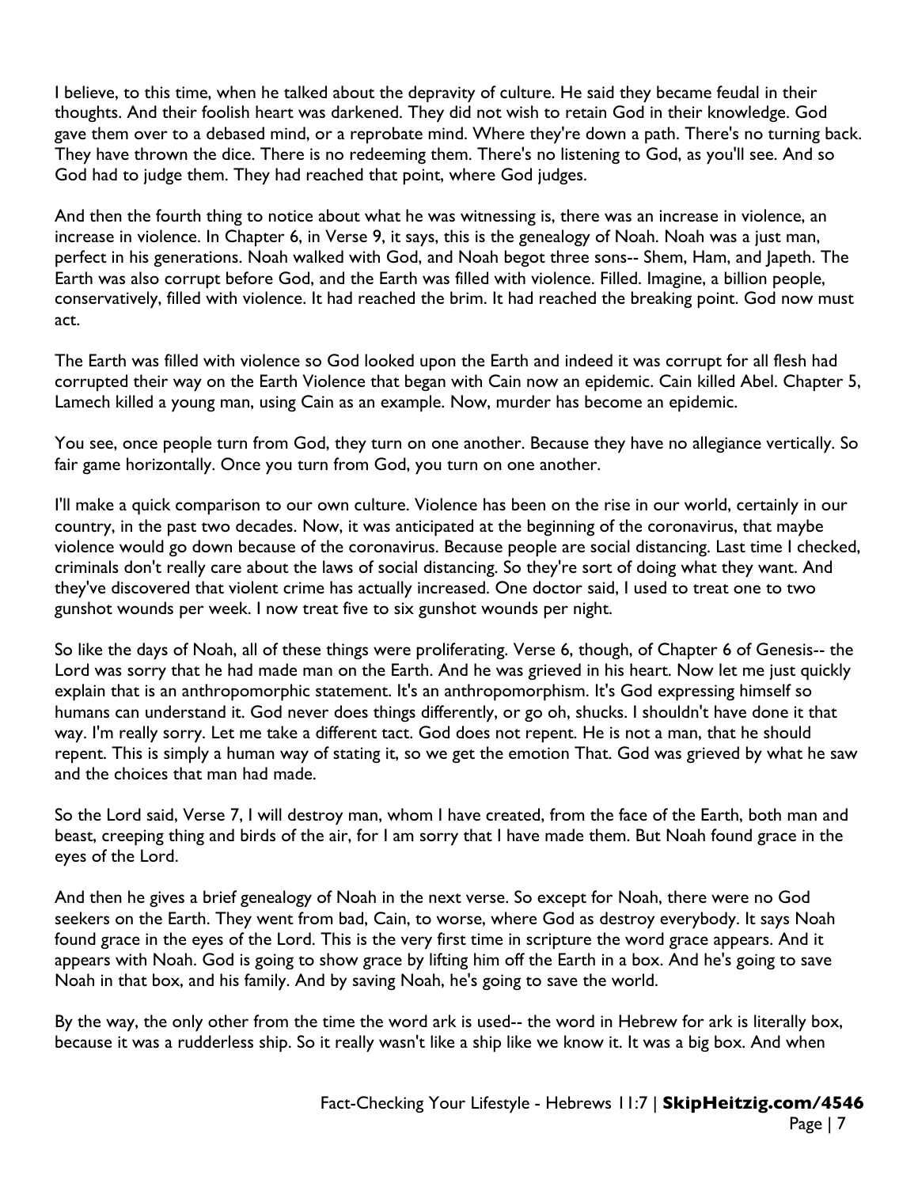I believe, to this time, when he talked about the depravity of culture. He said they became feudal in their thoughts. And their foolish heart was darkened. They did not wish to retain God in their knowledge. God gave them over to a debased mind, or a reprobate mind. Where they're down a path. There's no turning back. They have thrown the dice. There is no redeeming them. There's no listening to God, as you'll see. And so God had to judge them. They had reached that point, where God judges.

And then the fourth thing to notice about what he was witnessing is, there was an increase in violence, an increase in violence. In Chapter 6, in Verse 9, it says, this is the genealogy of Noah. Noah was a just man, perfect in his generations. Noah walked with God, and Noah begot three sons-- Shem, Ham, and Japeth. The Earth was also corrupt before God, and the Earth was filled with violence. Filled. Imagine, a billion people, conservatively, filled with violence. It had reached the brim. It had reached the breaking point. God now must act.

The Earth was filled with violence so God looked upon the Earth and indeed it was corrupt for all flesh had corrupted their way on the Earth Violence that began with Cain now an epidemic. Cain killed Abel. Chapter 5, Lamech killed a young man, using Cain as an example. Now, murder has become an epidemic.

You see, once people turn from God, they turn on one another. Because they have no allegiance vertically. So fair game horizontally. Once you turn from God, you turn on one another.

I'll make a quick comparison to our own culture. Violence has been on the rise in our world, certainly in our country, in the past two decades. Now, it was anticipated at the beginning of the coronavirus, that maybe violence would go down because of the coronavirus. Because people are social distancing. Last time I checked, criminals don't really care about the laws of social distancing. So they're sort of doing what they want. And they've discovered that violent crime has actually increased. One doctor said, I used to treat one to two gunshot wounds per week. I now treat five to six gunshot wounds per night.

So like the days of Noah, all of these things were proliferating. Verse 6, though, of Chapter 6 of Genesis-- the Lord was sorry that he had made man on the Earth. And he was grieved in his heart. Now let me just quickly explain that is an anthropomorphic statement. It's an anthropomorphism. It's God expressing himself so humans can understand it. God never does things differently, or go oh, shucks. I shouldn't have done it that way. I'm really sorry. Let me take a different tact. God does not repent. He is not a man, that he should repent. This is simply a human way of stating it, so we get the emotion That. God was grieved by what he saw and the choices that man had made.

So the Lord said, Verse 7, I will destroy man, whom I have created, from the face of the Earth, both man and beast, creeping thing and birds of the air, for I am sorry that I have made them. But Noah found grace in the eyes of the Lord.

And then he gives a brief genealogy of Noah in the next verse. So except for Noah, there were no God seekers on the Earth. They went from bad, Cain, to worse, where God as destroy everybody. It says Noah found grace in the eyes of the Lord. This is the very first time in scripture the word grace appears. And it appears with Noah. God is going to show grace by lifting him off the Earth in a box. And he's going to save Noah in that box, and his family. And by saving Noah, he's going to save the world.

By the way, the only other from the time the word ark is used-- the word in Hebrew for ark is literally box, because it was a rudderless ship. So it really wasn't like a ship like we know it. It was a big box. And when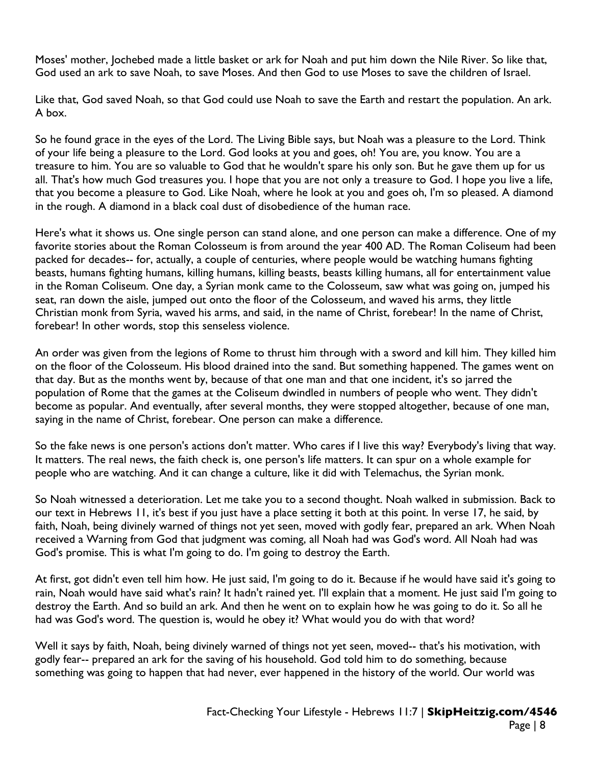Moses' mother, Jochebed made a little basket or ark for Noah and put him down the Nile River. So like that, God used an ark to save Noah, to save Moses. And then God to use Moses to save the children of Israel.

Like that, God saved Noah, so that God could use Noah to save the Earth and restart the population. An ark. A box.

So he found grace in the eyes of the Lord. The Living Bible says, but Noah was a pleasure to the Lord. Think of your life being a pleasure to the Lord. God looks at you and goes, oh! You are, you know. You are a treasure to him. You are so valuable to God that he wouldn't spare his only son. But he gave them up for us all. That's how much God treasures you. I hope that you are not only a treasure to God. I hope you live a life, that you become a pleasure to God. Like Noah, where he look at you and goes oh, I'm so pleased. A diamond in the rough. A diamond in a black coal dust of disobedience of the human race.

Here's what it shows us. One single person can stand alone, and one person can make a difference. One of my favorite stories about the Roman Colosseum is from around the year 400 AD. The Roman Coliseum had been packed for decades-- for, actually, a couple of centuries, where people would be watching humans fighting beasts, humans fighting humans, killing humans, killing beasts, beasts killing humans, all for entertainment value in the Roman Coliseum. One day, a Syrian monk came to the Colosseum, saw what was going on, jumped his seat, ran down the aisle, jumped out onto the floor of the Colosseum, and waved his arms, they little Christian monk from Syria, waved his arms, and said, in the name of Christ, forebear! In the name of Christ, forebear! In other words, stop this senseless violence.

An order was given from the legions of Rome to thrust him through with a sword and kill him. They killed him on the floor of the Colosseum. His blood drained into the sand. But something happened. The games went on that day. But as the months went by, because of that one man and that one incident, it's so jarred the population of Rome that the games at the Coliseum dwindled in numbers of people who went. They didn't become as popular. And eventually, after several months, they were stopped altogether, because of one man, saying in the name of Christ, forebear. One person can make a difference.

So the fake news is one person's actions don't matter. Who cares if I live this way? Everybody's living that way. It matters. The real news, the faith check is, one person's life matters. It can spur on a whole example for people who are watching. And it can change a culture, like it did with Telemachus, the Syrian monk.

So Noah witnessed a deterioration. Let me take you to a second thought. Noah walked in submission. Back to our text in Hebrews 11, it's best if you just have a place setting it both at this point. In verse 17, he said, by faith, Noah, being divinely warned of things not yet seen, moved with godly fear, prepared an ark. When Noah received a Warning from God that judgment was coming, all Noah had was God's word. All Noah had was God's promise. This is what I'm going to do. I'm going to destroy the Earth.

At first, got didn't even tell him how. He just said, I'm going to do it. Because if he would have said it's going to rain, Noah would have said what's rain? It hadn't rained yet. I'll explain that a moment. He just said I'm going to destroy the Earth. And so build an ark. And then he went on to explain how he was going to do it. So all he had was God's word. The question is, would he obey it? What would you do with that word?

Well it says by faith, Noah, being divinely warned of things not yet seen, moved-- that's his motivation, with godly fear-- prepared an ark for the saving of his household. God told him to do something, because something was going to happen that had never, ever happened in the history of the world. Our world was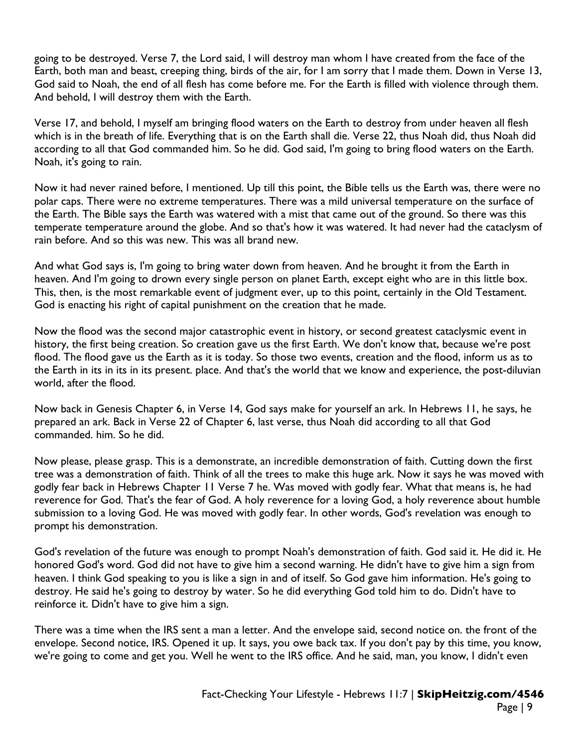going to be destroyed. Verse 7, the Lord said, I will destroy man whom I have created from the face of the Earth, both man and beast, creeping thing, birds of the air, for I am sorry that I made them. Down in Verse 13, God said to Noah, the end of all flesh has come before me. For the Earth is filled with violence through them. And behold, I will destroy them with the Earth.

Verse 17, and behold, I myself am bringing flood waters on the Earth to destroy from under heaven all flesh which is in the breath of life. Everything that is on the Earth shall die. Verse 22, thus Noah did, thus Noah did according to all that God commanded him. So he did. God said, I'm going to bring flood waters on the Earth. Noah, it's going to rain.

Now it had never rained before, I mentioned. Up till this point, the Bible tells us the Earth was, there were no polar caps. There were no extreme temperatures. There was a mild universal temperature on the surface of the Earth. The Bible says the Earth was watered with a mist that came out of the ground. So there was this temperate temperature around the globe. And so that's how it was watered. It had never had the cataclysm of rain before. And so this was new. This was all brand new.

And what God says is, I'm going to bring water down from heaven. And he brought it from the Earth in heaven. And I'm going to drown every single person on planet Earth, except eight who are in this little box. This, then, is the most remarkable event of judgment ever, up to this point, certainly in the Old Testament. God is enacting his right of capital punishment on the creation that he made.

Now the flood was the second major catastrophic event in history, or second greatest cataclysmic event in history, the first being creation. So creation gave us the first Earth. We don't know that, because we're post flood. The flood gave us the Earth as it is today. So those two events, creation and the flood, inform us as to the Earth in its in its in its present. place. And that's the world that we know and experience, the post-diluvian world, after the flood.

Now back in Genesis Chapter 6, in Verse 14, God says make for yourself an ark. In Hebrews 11, he says, he prepared an ark. Back in Verse 22 of Chapter 6, last verse, thus Noah did according to all that God commanded. him. So he did.

Now please, please grasp. This is a demonstrate, an incredible demonstration of faith. Cutting down the first tree was a demonstration of faith. Think of all the trees to make this huge ark. Now it says he was moved with godly fear back in Hebrews Chapter 11 Verse 7 he. Was moved with godly fear. What that means is, he had reverence for God. That's the fear of God. A holy reverence for a loving God, a holy reverence about humble submission to a loving God. He was moved with godly fear. In other words, God's revelation was enough to prompt his demonstration.

God's revelation of the future was enough to prompt Noah's demonstration of faith. God said it. He did it. He honored God's word. God did not have to give him a second warning. He didn't have to give him a sign from heaven. I think God speaking to you is like a sign in and of itself. So God gave him information. He's going to destroy. He said he's going to destroy by water. So he did everything God told him to do. Didn't have to reinforce it. Didn't have to give him a sign.

There was a time when the IRS sent a man a letter. And the envelope said, second notice on. the front of the envelope. Second notice, IRS. Opened it up. It says, you owe back tax. If you don't pay by this time, you know, we're going to come and get you. Well he went to the IRS office. And he said, man, you know, I didn't even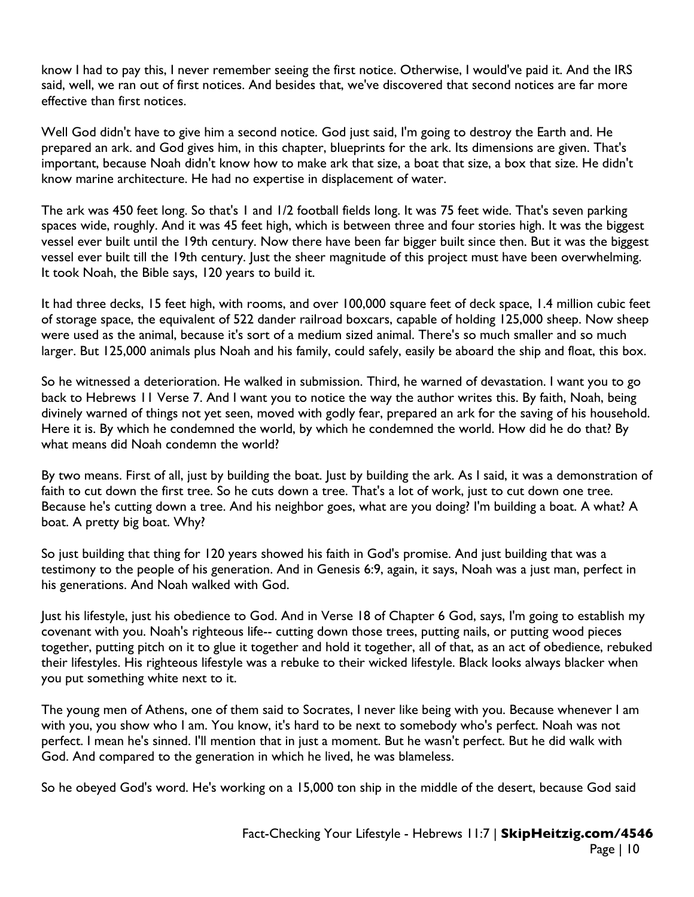know I had to pay this, I never remember seeing the first notice. Otherwise, I would've paid it. And the IRS said, well, we ran out of first notices. And besides that, we've discovered that second notices are far more effective than first notices.

Well God didn't have to give him a second notice. God just said, I'm going to destroy the Earth and. He prepared an ark. and God gives him, in this chapter, blueprints for the ark. Its dimensions are given. That's important, because Noah didn't know how to make ark that size, a boat that size, a box that size. He didn't know marine architecture. He had no expertise in displacement of water.

The ark was 450 feet long. So that's 1 and 1/2 football fields long. It was 75 feet wide. That's seven parking spaces wide, roughly. And it was 45 feet high, which is between three and four stories high. It was the biggest vessel ever built until the 19th century. Now there have been far bigger built since then. But it was the biggest vessel ever built till the 19th century. Just the sheer magnitude of this project must have been overwhelming. It took Noah, the Bible says, 120 years to build it.

It had three decks, 15 feet high, with rooms, and over 100,000 square feet of deck space, 1.4 million cubic feet of storage space, the equivalent of 522 dander railroad boxcars, capable of holding 125,000 sheep. Now sheep were used as the animal, because it's sort of a medium sized animal. There's so much smaller and so much larger. But 125,000 animals plus Noah and his family, could safely, easily be aboard the ship and float, this box.

So he witnessed a deterioration. He walked in submission. Third, he warned of devastation. I want you to go back to Hebrews 11 Verse 7. And I want you to notice the way the author writes this. By faith, Noah, being divinely warned of things not yet seen, moved with godly fear, prepared an ark for the saving of his household. Here it is. By which he condemned the world, by which he condemned the world. How did he do that? By what means did Noah condemn the world?

By two means. First of all, just by building the boat. Just by building the ark. As I said, it was a demonstration of faith to cut down the first tree. So he cuts down a tree. That's a lot of work, just to cut down one tree. Because he's cutting down a tree. And his neighbor goes, what are you doing? I'm building a boat. A what? A boat. A pretty big boat. Why?

So just building that thing for 120 years showed his faith in God's promise. And just building that was a testimony to the people of his generation. And in Genesis 6:9, again, it says, Noah was a just man, perfect in his generations. And Noah walked with God.

Just his lifestyle, just his obedience to God. And in Verse 18 of Chapter 6 God, says, I'm going to establish my covenant with you. Noah's righteous life-- cutting down those trees, putting nails, or putting wood pieces together, putting pitch on it to glue it together and hold it together, all of that, as an act of obedience, rebuked their lifestyles. His righteous lifestyle was a rebuke to their wicked lifestyle. Black looks always blacker when you put something white next to it.

The young men of Athens, one of them said to Socrates, I never like being with you. Because whenever I am with you, you show who I am. You know, it's hard to be next to somebody who's perfect. Noah was not perfect. I mean he's sinned. I'll mention that in just a moment. But he wasn't perfect. But he did walk with God. And compared to the generation in which he lived, he was blameless.

So he obeyed God's word. He's working on a 15,000 ton ship in the middle of the desert, because God said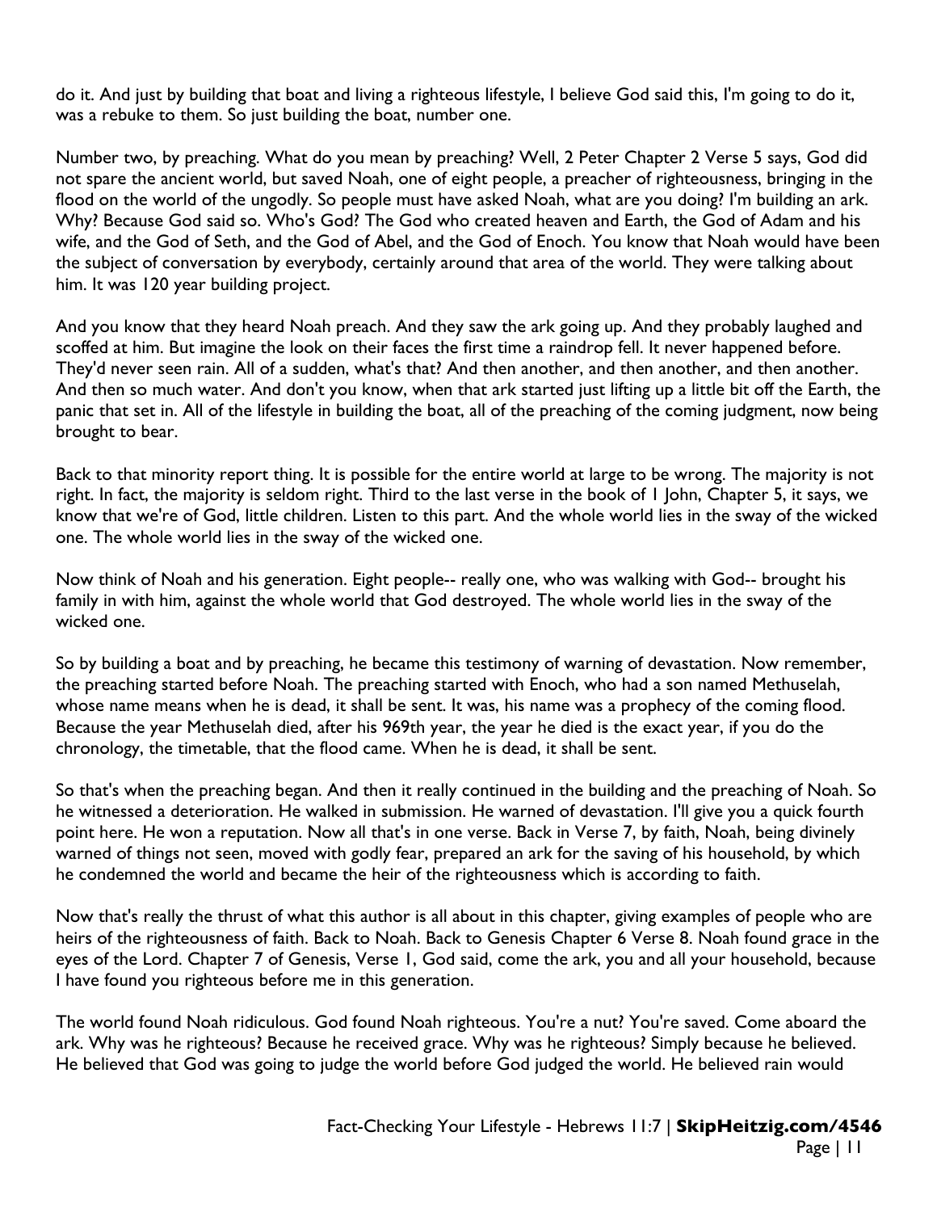do it. And just by building that boat and living a righteous lifestyle, I believe God said this, I'm going to do it, was a rebuke to them. So just building the boat, number one.

Number two, by preaching. What do you mean by preaching? Well, 2 Peter Chapter 2 Verse 5 says, God did not spare the ancient world, but saved Noah, one of eight people, a preacher of righteousness, bringing in the flood on the world of the ungodly. So people must have asked Noah, what are you doing? I'm building an ark. Why? Because God said so. Who's God? The God who created heaven and Earth, the God of Adam and his wife, and the God of Seth, and the God of Abel, and the God of Enoch. You know that Noah would have been the subject of conversation by everybody, certainly around that area of the world. They were talking about him. It was 120 year building project.

And you know that they heard Noah preach. And they saw the ark going up. And they probably laughed and scoffed at him. But imagine the look on their faces the first time a raindrop fell. It never happened before. They'd never seen rain. All of a sudden, what's that? And then another, and then another, and then another. And then so much water. And don't you know, when that ark started just lifting up a little bit off the Earth, the panic that set in. All of the lifestyle in building the boat, all of the preaching of the coming judgment, now being brought to bear.

Back to that minority report thing. It is possible for the entire world at large to be wrong. The majority is not right. In fact, the majority is seldom right. Third to the last verse in the book of 1 John, Chapter 5, it says, we know that we're of God, little children. Listen to this part. And the whole world lies in the sway of the wicked one. The whole world lies in the sway of the wicked one.

Now think of Noah and his generation. Eight people-- really one, who was walking with God-- brought his family in with him, against the whole world that God destroyed. The whole world lies in the sway of the wicked one.

So by building a boat and by preaching, he became this testimony of warning of devastation. Now remember, the preaching started before Noah. The preaching started with Enoch, who had a son named Methuselah, whose name means when he is dead, it shall be sent. It was, his name was a prophecy of the coming flood. Because the year Methuselah died, after his 969th year, the year he died is the exact year, if you do the chronology, the timetable, that the flood came. When he is dead, it shall be sent.

So that's when the preaching began. And then it really continued in the building and the preaching of Noah. So he witnessed a deterioration. He walked in submission. He warned of devastation. I'll give you a quick fourth point here. He won a reputation. Now all that's in one verse. Back in Verse 7, by faith, Noah, being divinely warned of things not seen, moved with godly fear, prepared an ark for the saving of his household, by which he condemned the world and became the heir of the righteousness which is according to faith.

Now that's really the thrust of what this author is all about in this chapter, giving examples of people who are heirs of the righteousness of faith. Back to Noah. Back to Genesis Chapter 6 Verse 8. Noah found grace in the eyes of the Lord. Chapter 7 of Genesis, Verse 1, God said, come the ark, you and all your household, because I have found you righteous before me in this generation.

The world found Noah ridiculous. God found Noah righteous. You're a nut? You're saved. Come aboard the ark. Why was he righteous? Because he received grace. Why was he righteous? Simply because he believed. He believed that God was going to judge the world before God judged the world. He believed rain would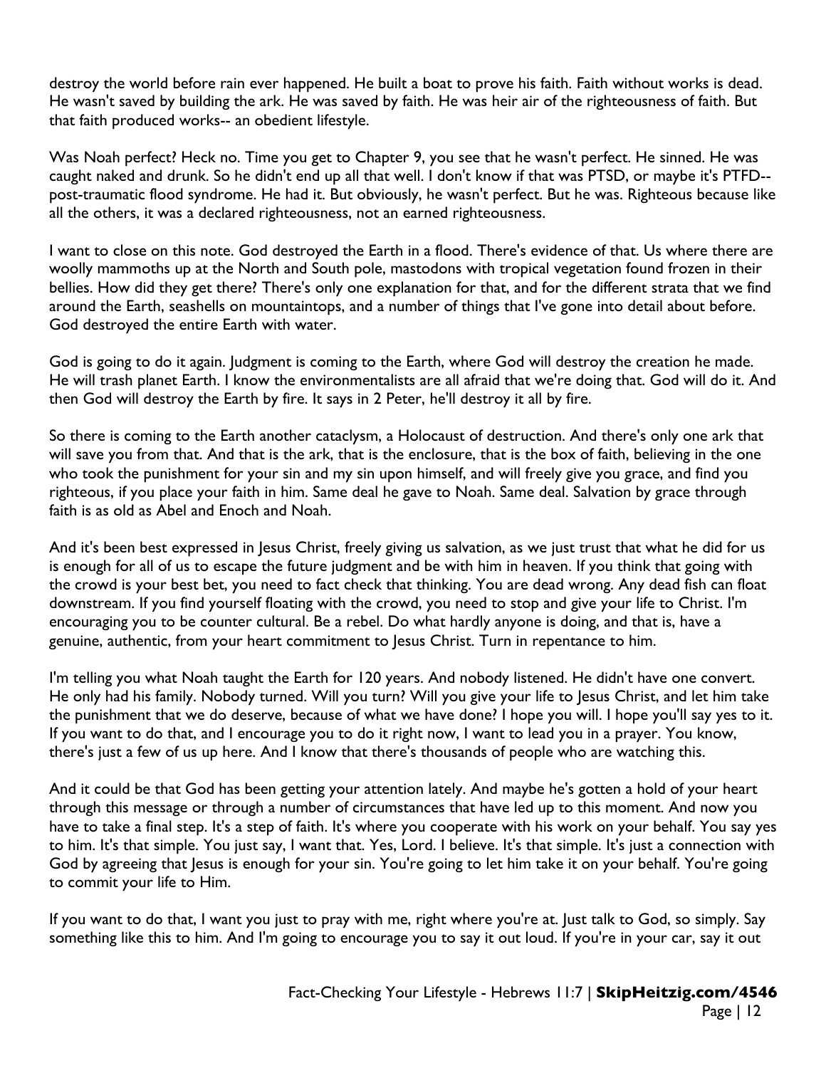destroy the world before rain ever happened. He built a boat to prove his faith. Faith without works is dead. He wasn't saved by building the ark. He was saved by faith. He was heir air of the righteousness of faith. But that faith produced works-- an obedient lifestyle.

Was Noah perfect? Heck no. Time you get to Chapter 9, you see that he wasn't perfect. He sinned. He was caught naked and drunk. So he didn't end up all that well. I don't know if that was PTSD, or maybe it's PTFD-- post-traumatic flood syndrome. He had it. But obviously, he wasn't perfect. But he was. Righteous because like all the others, it was a declared righteousness, not an earned righteousness.

I want to close on this note. God destroyed the Earth in a flood. There's evidence of that. Us where there are woolly mammoths up at the North and South pole, mastodons with tropical vegetation found frozen in their bellies. How did they get there? There's only one explanation for that, and for the different strata that we find around the Earth, seashells on mountaintops, and a number of things that I've gone into detail about before. God destroyed the entire Earth with water.

God is going to do it again. Judgment is coming to the Earth, where God will destroy the creation he made. He will trash planet Earth. I know the environmentalists are all afraid that we're doing that. God will do it. And then God will destroy the Earth by fire. It says in 2 Peter, he'll destroy it all by fire.

So there is coming to the Earth another cataclysm, a Holocaust of destruction. And there's only one ark that will save you from that. And that is the ark, that is the enclosure, that is the box of faith, believing in the one who took the punishment for your sin and my sin upon himself, and will freely give you grace, and find you righteous, if you place your faith in him. Same deal he gave to Noah. Same deal. Salvation by grace through faith is as old as Abel and Enoch and Noah.

And it's been best expressed in Jesus Christ, freely giving us salvation, as we just trust that what he did for us is enough for all of us to escape the future judgment and be with him in heaven. If you think that going with the crowd is your best bet, you need to fact check that thinking. You are dead wrong. Any dead fish can float downstream. If you find yourself floating with the crowd, you need to stop and give your life to Christ. I'm encouraging you to be counter cultural. Be a rebel. Do what hardly anyone is doing, and that is, have a genuine, authentic, from your heart commitment to Jesus Christ. Turn in repentance to him.

I'm telling you what Noah taught the Earth for 120 years. And nobody listened. He didn't have one convert. He only had his family. Nobody turned. Will you turn? Will you give your life to Jesus Christ, and let him take the punishment that we do deserve, because of what we have done? I hope you will. I hope you'll say yes to it. If you want to do that, and I encourage you to do it right now, I want to lead you in a prayer. You know, there's just a few of us up here. And I know that there's thousands of people who are watching this.

And it could be that God has been getting your attention lately. And maybe he's gotten a hold of your heart through this message or through a number of circumstances that have led up to this moment. And now you have to take a final step. It's a step of faith. It's where you cooperate with his work on your behalf. You say yes to him. It's that simple. You just say, I want that. Yes, Lord. I believe. It's that simple. It's just a connection with God by agreeing that Jesus is enough for your sin. You're going to let him take it on your behalf. You're going to commit your life to Him.

If you want to do that, I want you just to pray with me, right where you're at. Just talk to God, so simply. Say something like this to him. And I'm going to encourage you to say it out loud. If you're in your car, say it out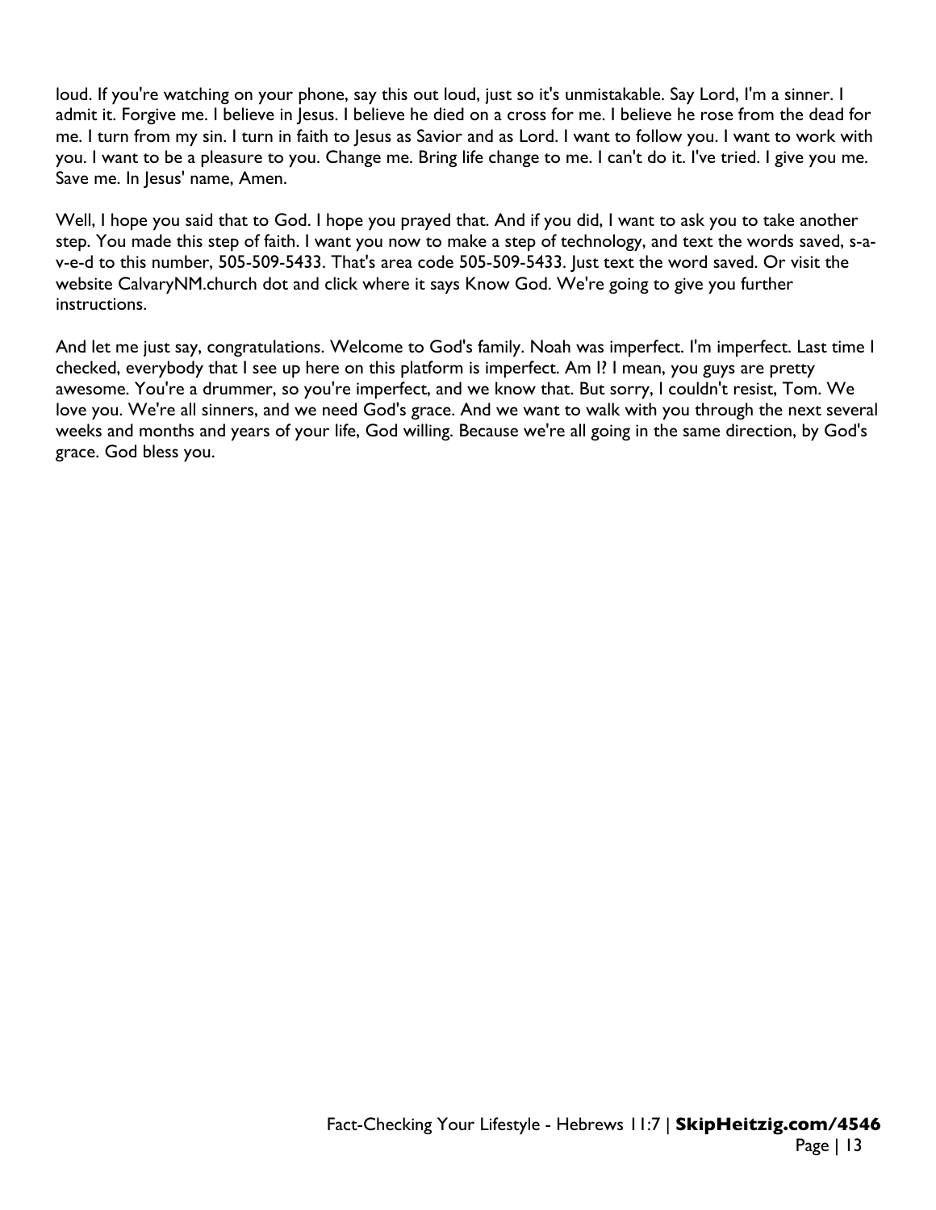loud. If you're watching on your phone, say this out loud, just so it's unmistakable. Say Lord, I'm a sinner. I admit it. Forgive me. I believe in Jesus. I believe he died on a cross for me. I believe he rose from the dead for me. I turn from my sin. I turn in faith to Jesus as Savior and as Lord. I want to follow you. I want to work with you. I want to be a pleasure to you. Change me. Bring life change to me. I can't do it. I've tried. I give you me. Save me. In Jesus' name, Amen.

Well, I hope you said that to God. I hope you prayed that. And if you did, I want to ask you to take another step. You made this step of faith. I want you now to make a step of technology, and text the words saved, s-a-v-e-d to this number, 505-509-5433. That's area code 505-509-5433. Just text the word saved. Or visit the website CalvaryNM.church dot and click where it says Know God. We're going to give you further instructions.

And let me just say, congratulations. Welcome to God's family. Noah was imperfect. I'm imperfect. Last time I checked, everybody that I see up here on this platform is imperfect. Am I? I mean, you guys are pretty awesome. You're a drummer, so you're imperfect, and we know that. But sorry, I couldn't resist, Tom. We love you. We're all sinners, and we need God's grace. And we want to walk with you through the next several weeks and months and years of your life, God willing. Because we're all going in the same direction, by God's grace. God bless you.